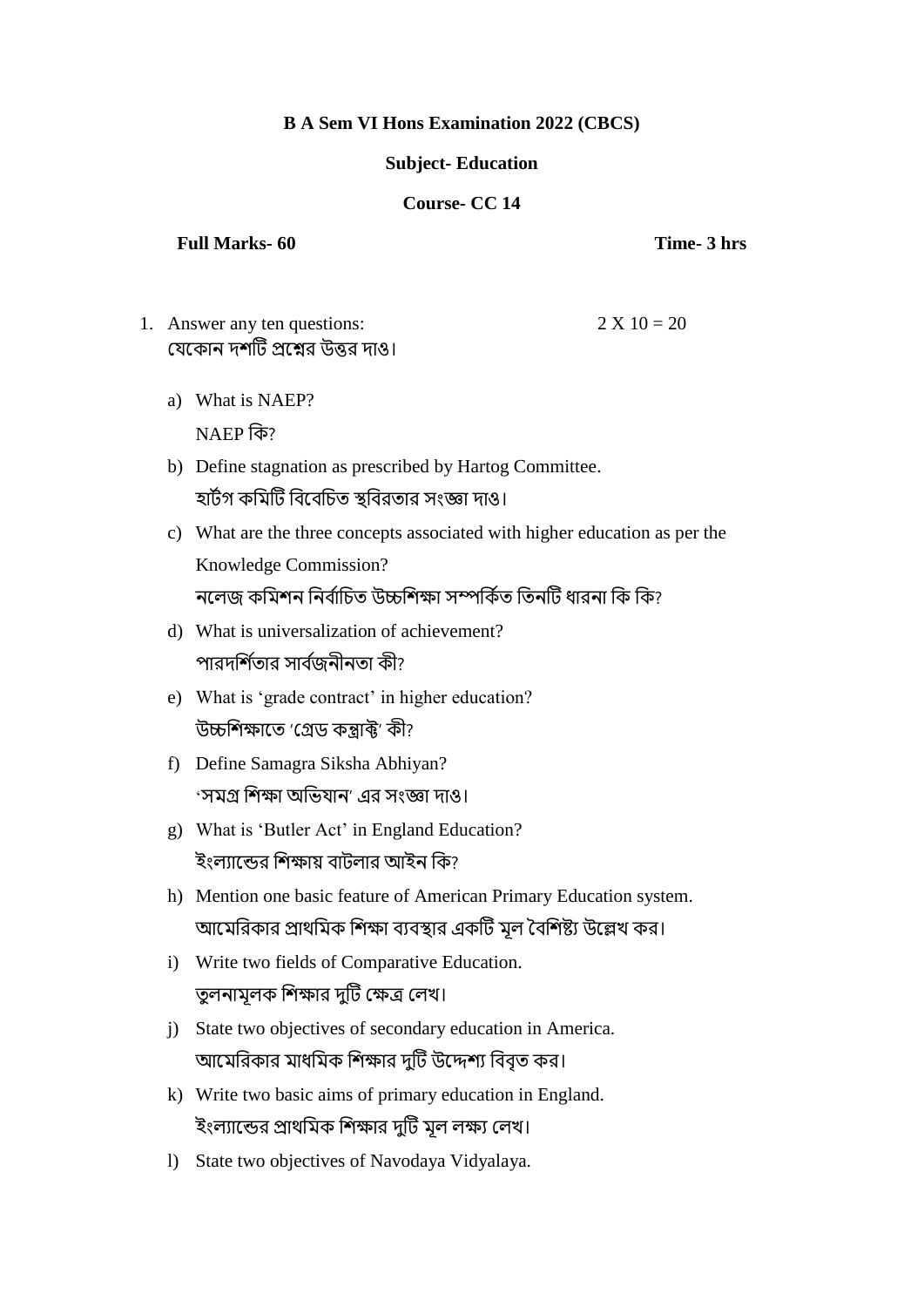**B A Sem VI Hons Examination 2022 (CBCS)**

**Subject- Education**

**Course- CC 14**

**Full Marks- 60** **Time- 3 hrs**

1. Answer any ten questions: 2 X 10 = 20
   যেকোন দশটি প্রশ্নের উত্তর দাও।

   a) What is NAEP?
   NAEP কি?

   b) Define stagnation as prescribed by Hartog Committee.
   হার্টগ কমিটি বিবেচিত স্থবিরতার সংজ্ঞা দাও।

   c) What are the three concepts associated with higher education as per the Knowledge Commission?
   নলেজ কমিশন নির্বাচিত উচ্চশিক্ষা সম্পর্কিত তিনটি ধারনা কি কি?

   d) What is universalization of achievement?
   পারদর্শিতার সার্বজনীনতা কী?

   e) What is 'grade contract' in higher education?
   উচ্চশিক্ষাতে 'গ্রেড কন্ট্রাক্ট' কী?

   f) Define Samagra Siksha Abhiyan?
   'সমগ্র শিক্ষা অভিযান' এর সংজ্ঞা দাও।

   g) What is 'Butler Act' in England Education?
   ইংল্যান্ডের শিক্ষায় বাটলার আইন কি?

   h) Mention one basic feature of American Primary Education system.
   আমেরিকার প্রাথমিক শিক্ষা ব্যবস্থার একটি মূল বৈশিষ্ট্য উল্লেখ কর।

   i) Write two fields of Comparative Education.
   তুলনামূলক শিক্ষার দুটি ক্ষেত্র লেখ।

   j) State two objectives of secondary education in America.
   আমেরিকার মাধমিক শিক্ষার দুটি উদ্দেশ্য বিবৃত কর।

   k) Write two basic aims of primary education in England.
   ইংল্যান্ডের প্রাথমিক শিক্ষার দুটি মূল লক্ষ্য লেখ।

   l) State two objectives of Navodaya Vidyalaya.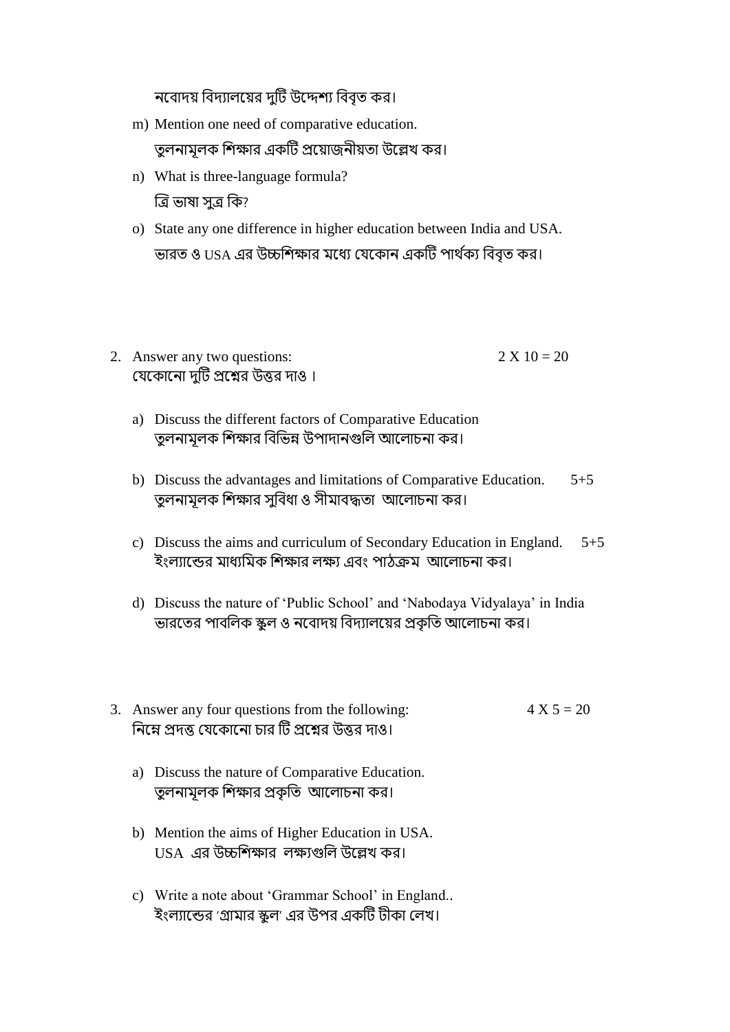নবোদয় বিদ্যালয়ের দুটি উদ্দেশ্য বিবৃত কর।

m) Mention one need of comparative education.
তুলনামূলক শিক্ষার একটি প্রয়োজনীয়তা উল্লেখ কর।

n) What is three-language formula?
ত্রি ভাষা সুত্র কি?

o) State any one difference in higher education between India and USA.
ভারত ও USA এর উচ্চশিক্ষার মধ্যে যেকোন একটি পার্থক্য বিবৃত কর।

2. Answer any two questions: 2 X 10 = 20
যেকোনো দুটি প্রশ্নের উত্তর দাও ।

a) Discuss the different factors of Comparative Education
তুলনামূলক শিক্ষার বিভিন্ন উপাদানগুলি আলোচনা কর।

b) Discuss the advantages and limitations of Comparative Education. 5+5
তুলনামূলক শিক্ষার সুবিধা ও সীমাবদ্ধতা আলোচনা কর।

c) Discuss the aims and curriculum of Secondary Education in England. 5+5
ইংল্যান্ডের মাধ্যমিক শিক্ষার লক্ষ্য এবং পাঠক্রম আলোচনা কর।

d) Discuss the nature of 'Public School' and 'Nabodaya Vidyalaya' in India
ভারতের পাবলিক স্কুল ও নবোদয় বিদ্যালয়ের প্রকৃতি আলোচনা কর।

3. Answer any four questions from the following: 4 X 5 = 20
নিম্নে প্রদত্ত যেকোনো চার টি প্রশ্নের উত্তর দাও।

a) Discuss the nature of Comparative Education.
তুলনামূলক শিক্ষার প্রকৃতি আলোচনা কর।

b) Mention the aims of Higher Education in USA.
USA এর উচ্চশিক্ষার লক্ষ্যগুলি উল্লেখ কর।

c) Write a note about 'Grammar School' in England..
ইংল্যান্ডের 'গ্রামার স্কুল' এর উপর একটি টীকা লেখ।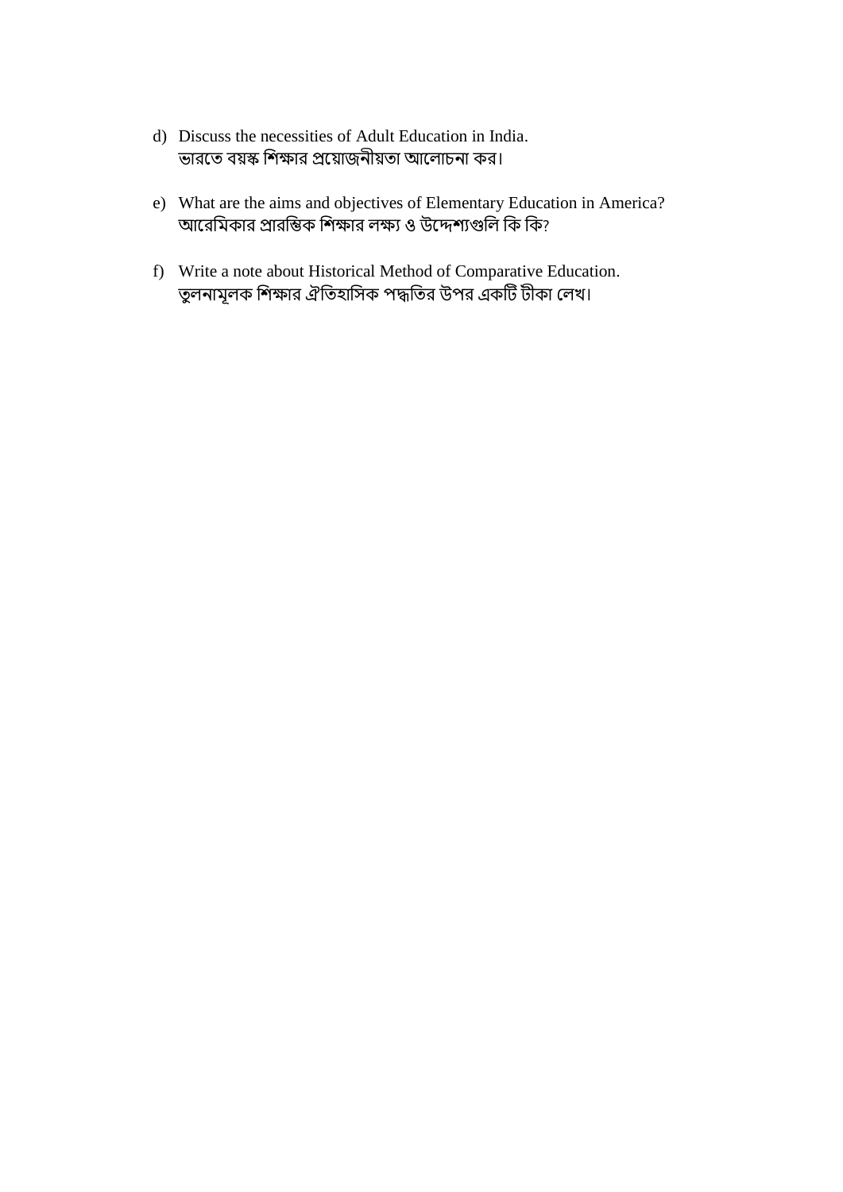d) Discuss the necessities of Adult Education in India.
ভারতে বয়স্ক শিক্ষার প্রয়োজনীয়তা আলোচনা কর।

e) What are the aims and objectives of Elementary Education in America?
আরেমিকার প্রারম্ভিক শিক্ষার লক্ষ্য ও উদ্দেশ্যগুলি কি কি?

f) Write a note about Historical Method of Comparative Education.
তুলনামূলক শিক্ষার ঐতিহাসিক পদ্ধতির উপর একটি টীকা লেখ।